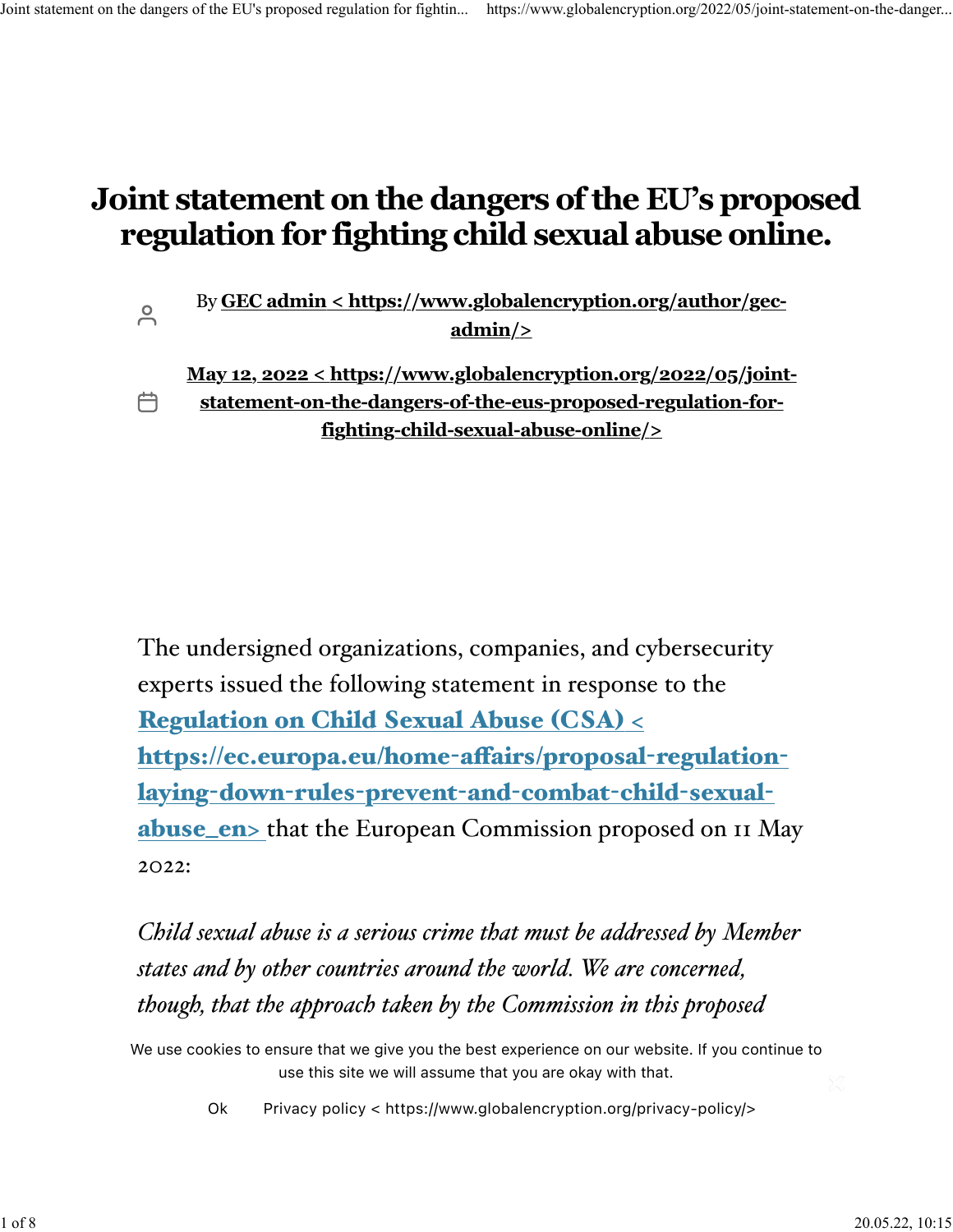# Joint statement on the dangers of the EU's proposed regulation for fighting child sexual abuse online.

By **GEC admin < https://www.globalencryption.org/author/gec-admin/>**

**May 12, 2022 < https://www.globalencryption.org/2022/05/joint-statement-on-the-dangers-of-the-eus-proposed-regulation-for-fighting-child-sexual-abuse-online/>**

The undersigned organizations, companies, and cybersecurity experts issued the following statement in response to the **Regulation on Child Sexual Abuse (CSA) < https://ec.europa.eu/home-affairs/proposal-regulation-laying-down-rules-prevent-and-combat-child-sexual-abuse_en>** that the European Commission proposed on 11 May 2022:

*Child sexual abuse is a serious crime that must be addressed by Member states and by other countries around the world. We are concerned, though, that the approach taken by the Commission in this proposed*

We use cookies to ensure that we give you the best experience on our website. If you continue to use this site we will assume that you are okay with that.

Ok Privacy policy < https://www.globalencryption.org/privacy-policy/>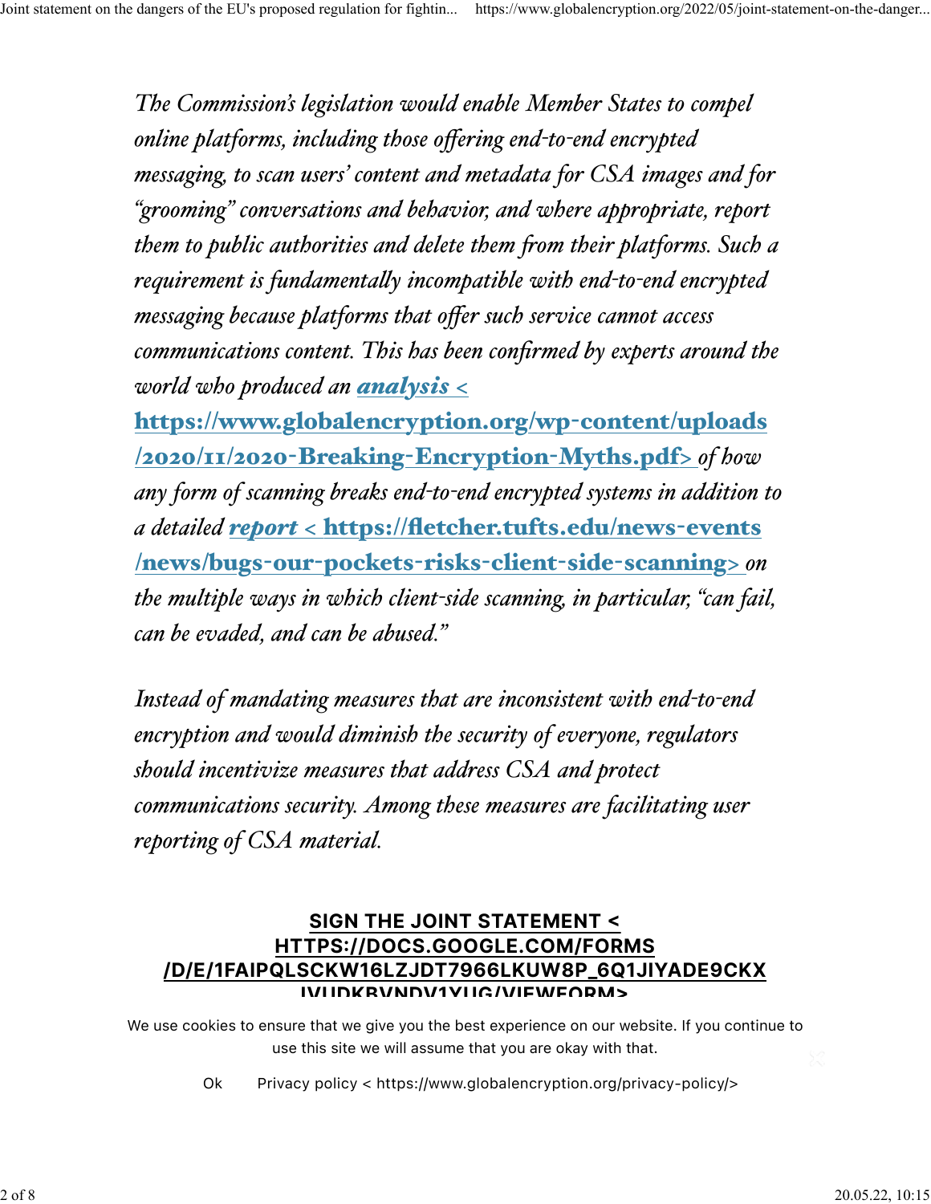*The Commission's legislation would enable Member States to compel online platforms, including those offering end-to-end encrypted messaging, to scan users' content and metadata for CSA images and for "grooming" conversations and behavior, and where appropriate, report them to public authorities and delete them from their platforms. Such a requirement is fundamentally incompatible with end-to-end encrypted messaging because platforms that offer such service cannot access communications content. This has been confirmed by experts around the world who produced an* [***analysis***](https://www.globalencryption.org/wp-content/uploads/2020/11/2020-Breaking-Encryption-Myths.pdf) < **https://www.globalencryption.org/wp-content/uploads/2020/11/2020-Breaking-Encryption-Myths.pdf**> *of how any form of scanning breaks end-to-end encrypted systems in addition to a detailed* [***report***](https://fletcher.tufts.edu/news-events/news/bugs-our-pockets-risks-client-side-scanning) < **https://fletcher.tufts.edu/news-events/news/bugs-our-pockets-risks-client-side-scanning**> *on the multiple ways in which client-side scanning, in particular, "can fail, can be evaded, and can be abused."*

*Instead of mandating measures that are inconsistent with end-to-end encryption and would diminish the security of everyone, regulators should incentivize measures that address CSA and protect communications security. Among these measures are facilitating user reporting of CSA material.*

**SIGN THE JOINT STATEMENT < HTTPS://DOCS.GOOGLE.COM/FORMS/D/E/1FAIPQLSCKW16LZJDT7966LKUW8P_6Q1JIYADE9CKXIVUDKBVNDV1YUG/VIEWFORM>**

We use cookies to ensure that we give you the best experience on our website. If you continue to use this site we will assume that you are okay with that.

Ok Privacy policy < https://www.globalencryption.org/privacy-policy/>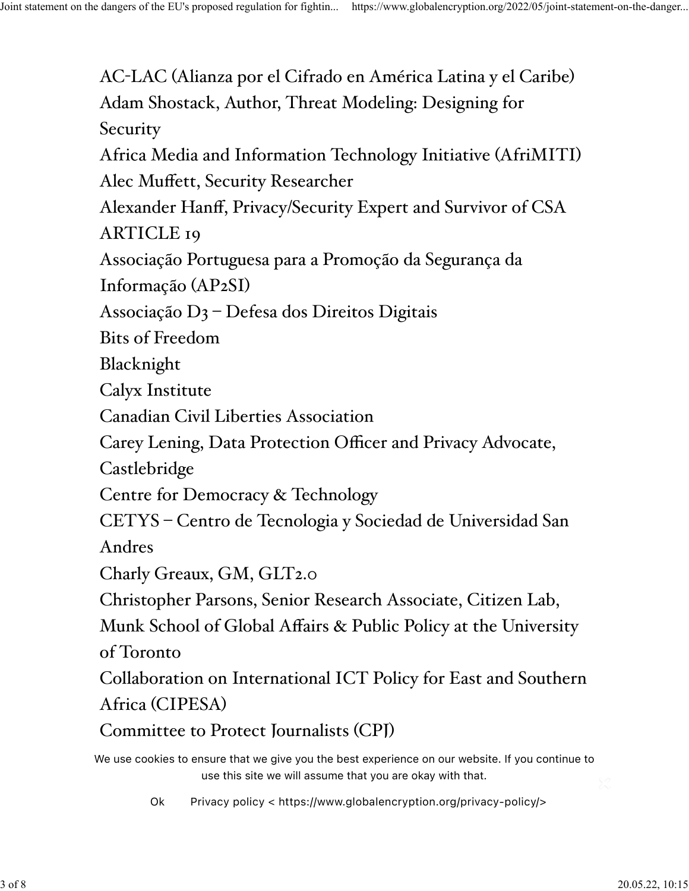AC-LAC (Alianza por el Cifrado en América Latina y el Caribe)
Adam Shostack, Author, Threat Modeling: Designing for Security
Africa Media and Information Technology Initiative (AfriMITI)
Alec Muffett, Security Researcher
Alexander Hanff, Privacy/Security Expert and Survivor of CSA
ARTICLE 19
Associação Portuguesa para a Promoção da Segurança da Informação (AP2SI)
Associação D3 – Defesa dos Direitos Digitais
Bits of Freedom
Blacknight
Calyx Institute
Canadian Civil Liberties Association
Carey Lening, Data Protection Officer and Privacy Advocate, Castlebridge
Centre for Democracy & Technology
CETYS – Centro de Tecnologia y Sociedad de Universidad San Andres
Charly Greaux, GM, GLT2.0
Christopher Parsons, Senior Research Associate, Citizen Lab, Munk School of Global Affairs & Public Policy at the University of Toronto
Collaboration on International ICT Policy for East and Southern Africa (CIPESA)
Committee to Protect Journalists (CPJ)

We use cookies to ensure that we give you the best experience on our website. If you continue to use this site we will assume that you are okay with that.

Ok Privacy policy < https://www.globalencryption.org/privacy-policy/>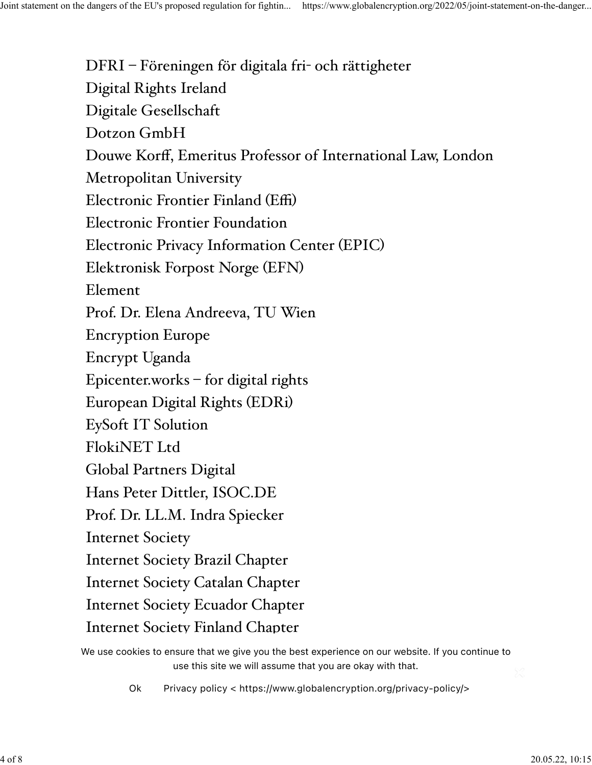DFRI – Föreningen för digitala fri- och rättigheter
Digital Rights Ireland
Digitale Gesellschaft
Dotzon GmbH
Douwe Korff, Emeritus Professor of International Law, London Metropolitan University
Electronic Frontier Finland (Effi)
Electronic Frontier Foundation
Electronic Privacy Information Center (EPIC)
Elektronisk Forpost Norge (EFN)
Element
Prof. Dr. Elena Andreeva, TU Wien
Encryption Europe
Encrypt Uganda
Epicenter.works – for digital rights
European Digital Rights (EDRi)
EySoft IT Solution
FlokiNET Ltd
Global Partners Digital
Hans Peter Dittler, ISOC.DE
Prof. Dr. LL.M. Indra Spiecker
Internet Society
Internet Society Brazil Chapter
Internet Society Catalan Chapter
Internet Society Ecuador Chapter
Internet Society Finland Chapter

We use cookies to ensure that we give you the best experience on our website. If you continue to use this site we will assume that you are okay with that.

Ok Privacy policy < https://www.globalencryption.org/privacy-policy/>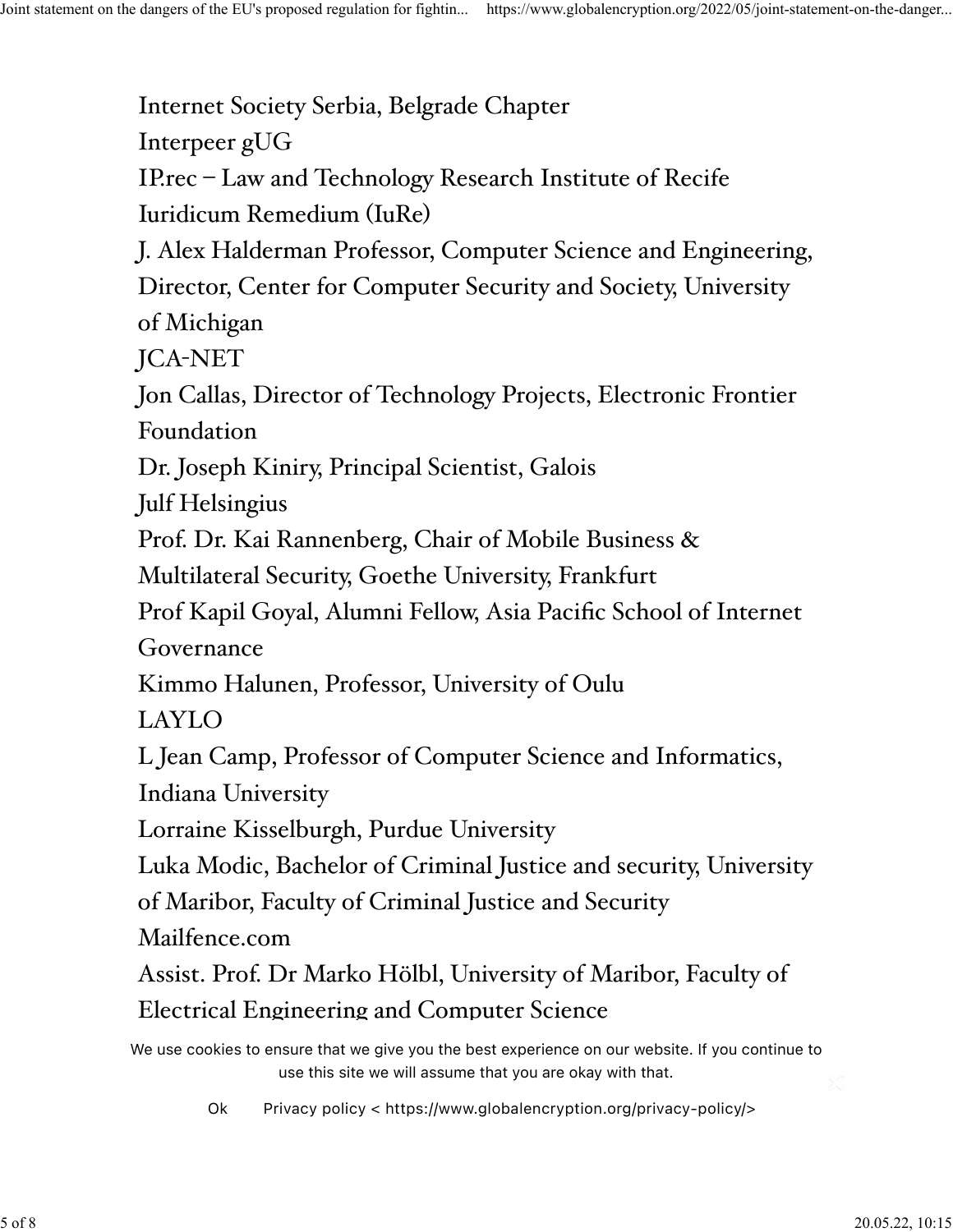Internet Society Serbia, Belgrade Chapter
Interpeer gUG
IP.rec – Law and Technology Research Institute of Recife
Iuridicum Remedium (IuRe)
J. Alex Halderman Professor, Computer Science and Engineering, Director, Center for Computer Security and Society, University of Michigan
JCA-NET
Jon Callas, Director of Technology Projects, Electronic Frontier Foundation
Dr. Joseph Kiniry, Principal Scientist, Galois
Julf Helsingius
Prof. Dr. Kai Rannenberg, Chair of Mobile Business & Multilateral Security, Goethe University, Frankfurt
Prof Kapil Goyal, Alumni Fellow, Asia Pacific School of Internet Governance
Kimmo Halunen, Professor, University of Oulu
LAYLO
L Jean Camp, Professor of Computer Science and Informatics, Indiana University
Lorraine Kisselburgh, Purdue University
Luka Modic, Bachelor of Criminal Justice and security, University of Maribor, Faculty of Criminal Justice and Security
Mailfence.com
Assist. Prof. Dr Marko Hölbl, University of Maribor, Faculty of Electrical Engineering and Computer Science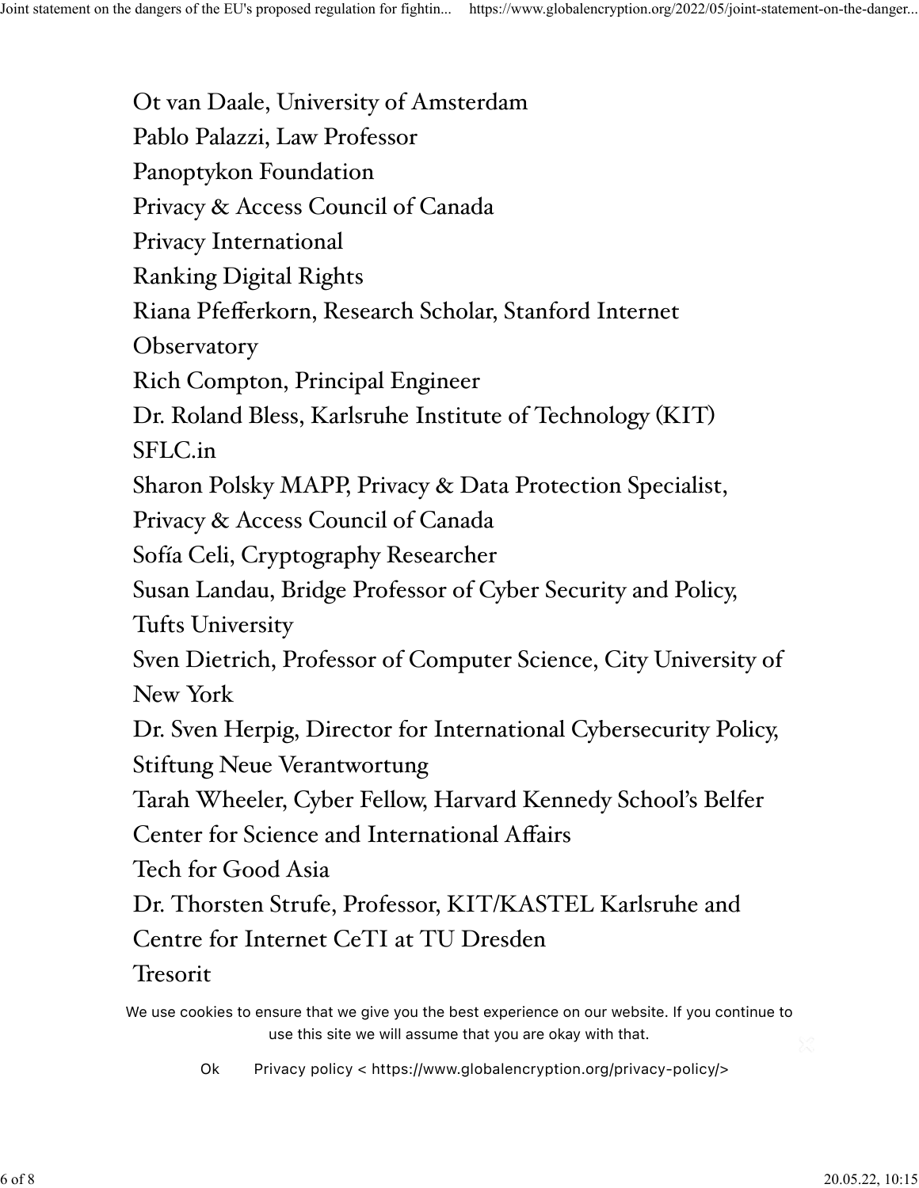Ot van Daale, University of Amsterdam
Pablo Palazzi, Law Professor
Panoptykon Foundation
Privacy & Access Council of Canada
Privacy International
Ranking Digital Rights
Riana Pfefferkorn, Research Scholar, Stanford Internet Observatory
Rich Compton, Principal Engineer
Dr. Roland Bless, Karlsruhe Institute of Technology (KIT)
SFLC.in
Sharon Polsky MAPP, Privacy & Data Protection Specialist, Privacy & Access Council of Canada
Sofía Celi, Cryptography Researcher
Susan Landau, Bridge Professor of Cyber Security and Policy, Tufts University
Sven Dietrich, Professor of Computer Science, City University of New York
Dr. Sven Herpig, Director for International Cybersecurity Policy, Stiftung Neue Verantwortung
Tarah Wheeler, Cyber Fellow, Harvard Kennedy School's Belfer Center for Science and International Affairs
Tech for Good Asia
Dr. Thorsten Strufe, Professor, KIT/KASTEL Karlsruhe and Centre for Internet CeTI at TU Dresden
Tresorit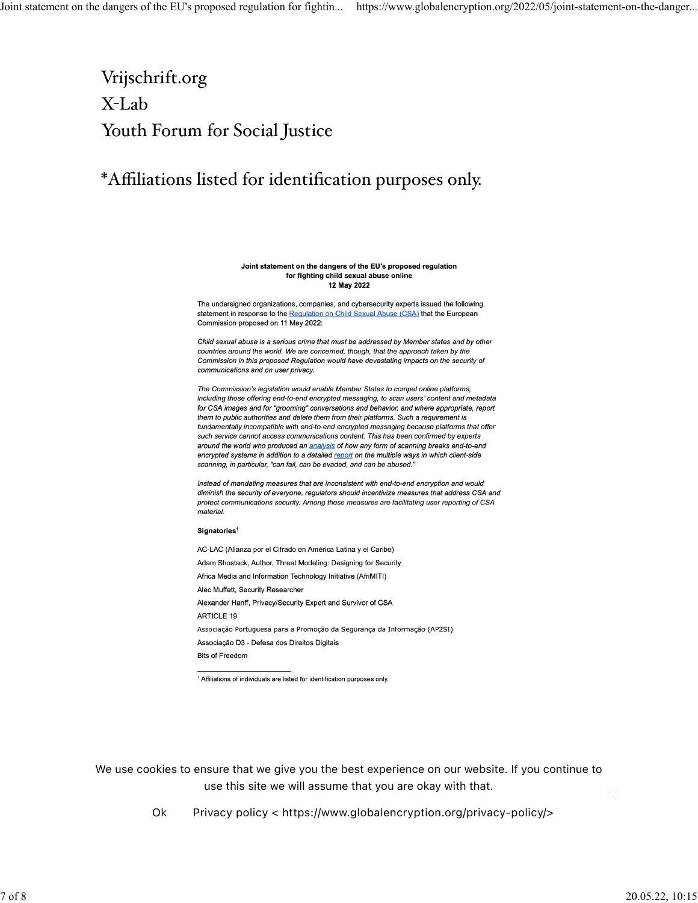Vrijschrift.org

X-Lab

Youth Forum for Social Justice

*Affiliations listed for identification purposes only.

**Joint statement on the dangers of the EU's proposed regulation for fighting child sexual abuse online**
**12 May 2022**

The undersigned organizations, companies, and cybersecurity experts issued the following statement in response to the Regulation on Child Sexual Abuse (CSA) that the European Commission proposed on 11 May 2022:

*Child sexual abuse is a serious crime that must be addressed by Member states and by other countries around the world. We are concerned, though, that the approach taken by the Commission in this proposed Regulation would have devastating impacts on the security of communications and on user privacy.*

*The Commission's legislation would enable Member States to compel online platforms, including those offering end-to-end encrypted messaging, to scan users' content and metadata for CSA images and for "grooming" conversations and behavior, and where appropriate, report them to public authorities and delete them from their platforms. Such a requirement is fundamentally incompatible with end-to-end encrypted messaging because platforms that offer such service cannot access communications content. This has been confirmed by experts around the world who produced an analysis of how any form of scanning breaks end-to-end encrypted systems in addition to a detailed report on the multiple ways in which client-side scanning, in particular, "can fail, can be evaded, and can be abused."*

*Instead of mandating measures that are inconsistent with end-to-end encryption and would diminish the security of everyone, regulators should incentivize measures that address CSA and protect communications security. Among these measures are facilitating user reporting of CSA material.*

**Signatories**[1]

AC-LAC (Alianza por el Cifrado en América Latina y el Caribe)

Adam Shostack, Author, Threat Modeling: Designing for Security

Africa Media and Information Technology Initiative (AfriMITI)

Alec Muffett, Security Researcher

Alexander Hanff, Privacy/Security Expert and Survivor of CSA

ARTICLE 19

Associação Portuguesa para a Promoção da Segurança da Informação (AP2SI)

Associação D3 - Defesa dos Direitos Digitais

Bits of Freedom

[1] Affiliations of individuals are listed for identification purposes only.

We use cookies to ensure that we give you the best experience on our website. If you continue to use this site we will assume that you are okay with that.

Ok Privacy policy < https://www.globalencryption.org/privacy-policy/>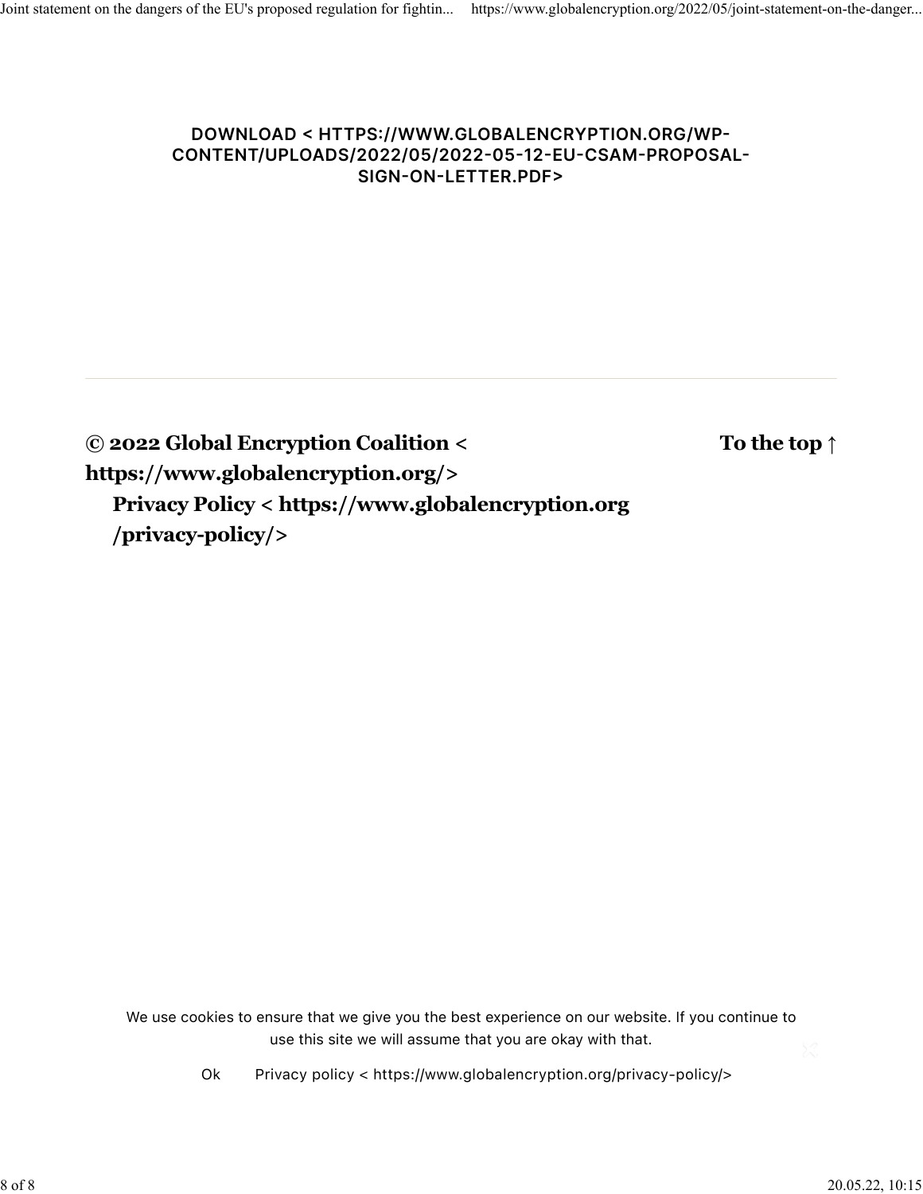DOWNLOAD < HTTPS://WWW.GLOBALENCRYPTION.ORG/WP-CONTENT/UPLOADS/2022/05/2022-05-12-EU-CSAM-PROPOSAL-SIGN-ON-LETTER.PDF>

---

**© 2022 Global Encryption Coalition < https://www.globalencryption.org/>**

**Privacy Policy < https://www.globalencryption.org/privacy-policy/>**

**To the top ↑**

We use cookies to ensure that we give you the best experience on our website. If you continue to use this site we will assume that you are okay with that.

Ok Privacy policy < https://www.globalencryption.org/privacy-policy/>